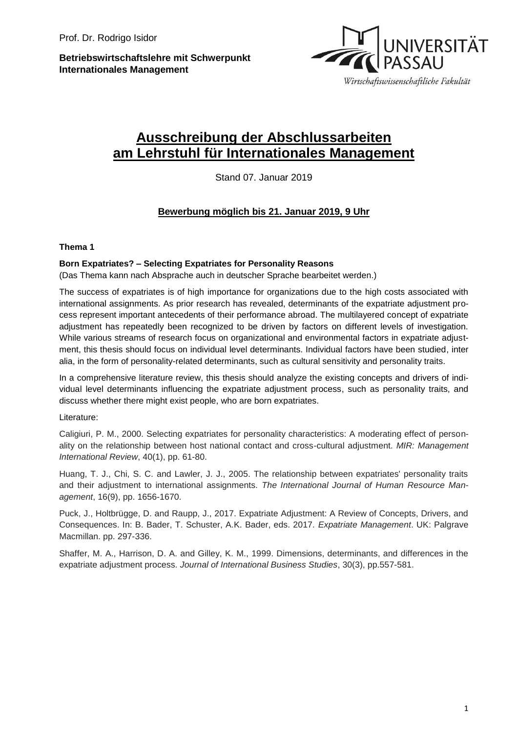Prof. Dr. Rodrigo Isidor

**Betriebswirtschaftslehre mit Schwerpunkt Internationales Management**

UNIVERSITÄT PASSAU
Wirtschaftswissenschaftliche Fakultät

# Ausschreibung der Abschlussarbeiten am Lehrstuhl für Internationales Management

Stand 07. Januar 2019

## Bewerbung möglich bis 21. Januar 2019, 9 Uhr

### Thema 1

**Born Expatriates? – Selecting Expatriates for Personality Reasons**
(Das Thema kann nach Absprache auch in deutscher Sprache bearbeitet werden.)

The success of expatriates is of high importance for organizations due to the high costs associated with international assignments. As prior research has revealed, determinants of the expatriate adjustment process represent important antecedents of their performance abroad. The multilayered concept of expatriate adjustment has repeatedly been recognized to be driven by factors on different levels of investigation. While various streams of research focus on organizational and environmental factors in expatriate adjustment, this thesis should focus on individual level determinants. Individual factors have been studied, inter alia, in the form of personality-related determinants, such as cultural sensitivity and personality traits.

In a comprehensive literature review, this thesis should analyze the existing concepts and drivers of individual level determinants influencing the expatriate adjustment process, such as personality traits, and discuss whether there might exist people, who are born expatriates.

Literature:

Caligiuri, P. M., 2000. Selecting expatriates for personality characteristics: A moderating effect of personality on the relationship between host national contact and cross-cultural adjustment. *MIR: Management International Review*, 40(1), pp. 61-80.

Huang, T. J., Chi, S. C. and Lawler, J. J., 2005. The relationship between expatriates' personality traits and their adjustment to international assignments. *The International Journal of Human Resource Management*, 16(9), pp. 1656-1670.

Puck, J., Holtbrügge, D. and Raupp, J., 2017. Expatriate Adjustment: A Review of Concepts, Drivers, and Consequences. In: B. Bader, T. Schuster, A.K. Bader, eds. 2017. *Expatriate Management*. UK: Palgrave Macmillan. pp. 297-336.

Shaffer, M. A., Harrison, D. A. and Gilley, K. M., 1999. Dimensions, determinants, and differences in the expatriate adjustment process. *Journal of International Business Studies*, 30(3), pp.557-581.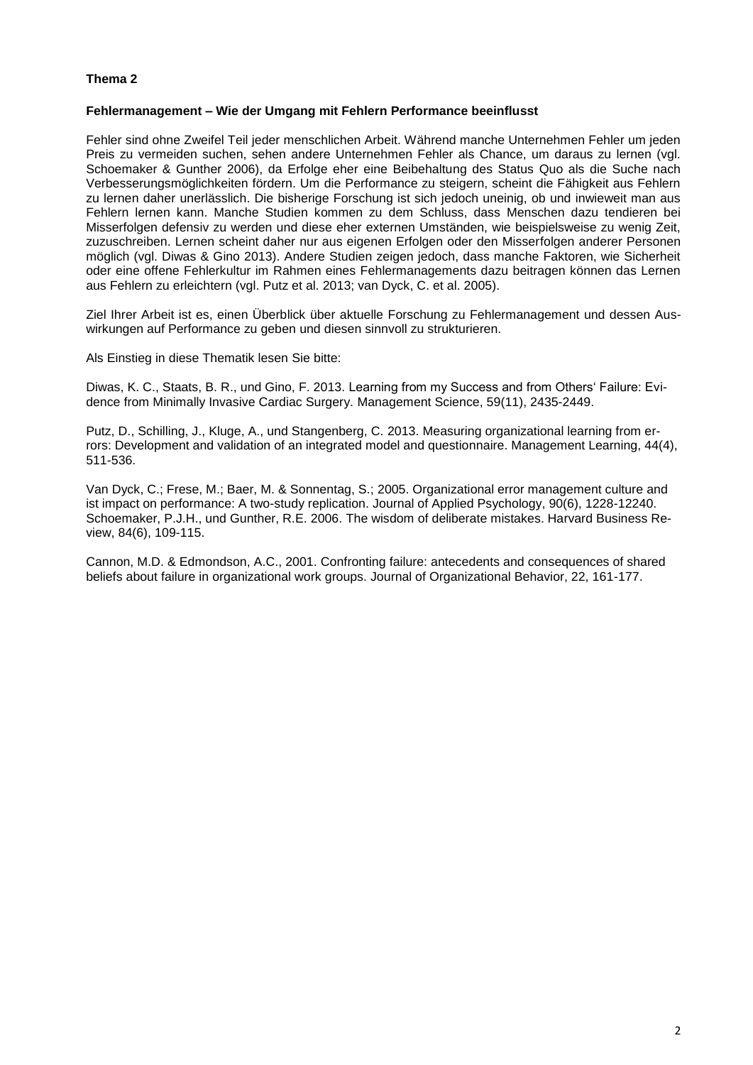**Thema 2**

**Fehlermanagement – Wie der Umgang mit Fehlern Performance beeinflusst**

Fehler sind ohne Zweifel Teil jeder menschlichen Arbeit. Während manche Unternehmen Fehler um jeden Preis zu vermeiden suchen, sehen andere Unternehmen Fehler als Chance, um daraus zu lernen (vgl. Schoemaker & Gunther 2006), da Erfolge eher eine Beibehaltung des Status Quo als die Suche nach Verbesserungsmöglichkeiten fördern. Um die Performance zu steigern, scheint die Fähigkeit aus Fehlern zu lernen daher unerlässlich. Die bisherige Forschung ist sich jedoch uneinig, ob und inwieweit man aus Fehlern lernen kann. Manche Studien kommen zu dem Schluss, dass Menschen dazu tendieren bei Misserfolgen defensiv zu werden und diese eher externen Umständen, wie beispielsweise zu wenig Zeit, zuzuschreiben. Lernen scheint daher nur aus eigenen Erfolgen oder den Misserfolgen anderer Personen möglich (vgl. Diwas & Gino 2013). Andere Studien zeigen jedoch, dass manche Faktoren, wie Sicherheit oder eine offene Fehlerkultur im Rahmen eines Fehlermanagements dazu beitragen können das Lernen aus Fehlern zu erleichtern (vgl. Putz et al. 2013; van Dyck, C. et al. 2005).

Ziel Ihrer Arbeit ist es, einen Überblick über aktuelle Forschung zu Fehlermanagement und dessen Auswirkungen auf Performance zu geben und diesen sinnvoll zu strukturieren.

Als Einstieg in diese Thematik lesen Sie bitte:

Diwas, K. C., Staats, B. R., und Gino, F. 2013. Learning from my Success and from Others' Failure: Evidence from Minimally Invasive Cardiac Surgery. Management Science, 59(11), 2435-2449.

Putz, D., Schilling, J., Kluge, A., und Stangenberg, C. 2013. Measuring organizational learning from errors: Development and validation of an integrated model and questionnaire. Management Learning, 44(4), 511-536.

Van Dyck, C.; Frese, M.; Baer, M. & Sonnentag, S.; 2005. Organizational error management culture and ist impact on performance: A two-study replication. Journal of Applied Psychology, 90(6), 1228-12240.
Schoemaker, P.J.H., und Gunther, R.E. 2006. The wisdom of deliberate mistakes. Harvard Business Review, 84(6), 109-115.

Cannon, M.D. & Edmondson, A.C., 2001. Confronting failure: antecedents and consequences of shared beliefs about failure in organizational work groups. Journal of Organizational Behavior, 22, 161-177.